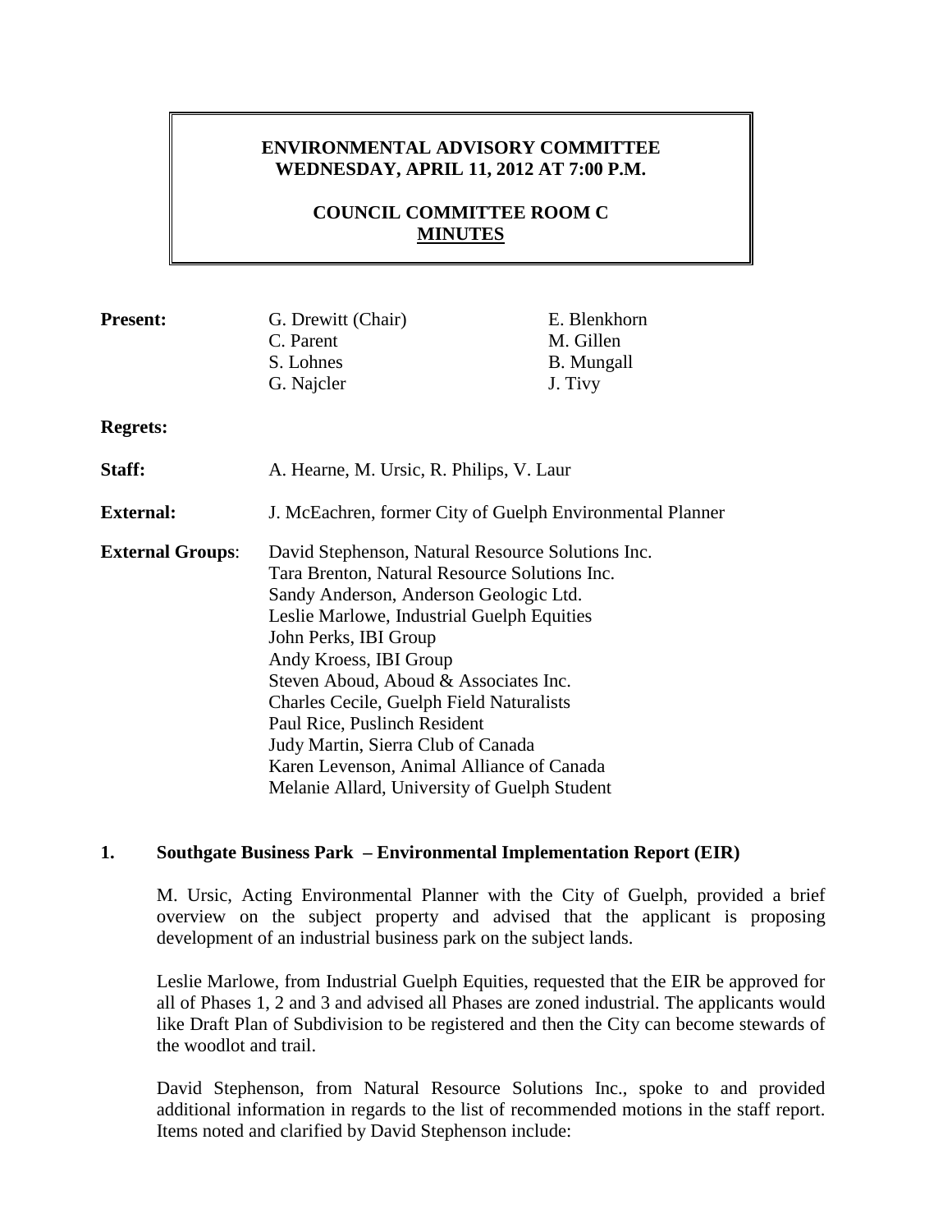**ENVIRONMENTAL ADVISORY COMMITTEE**
**WEDNESDAY, APRIL 11, 2012 AT 7:00 P.M.**

**COUNCIL COMMITTEE ROOM C**
**MINUTES**

| | | |
|---|---|---|
| **Present:** | G. Drewitt (Chair) | E. Blenkhorn |
| | C. Parent | M. Gillen |
| | S. Lohnes | B. Mungall |
| | G. Najcler | J. Tivy |

**Regrets:**

**Staff:** A. Hearne, M. Ursic, R. Philips, V. Laur

**External:** J. McEachren, former City of Guelph Environmental Planner

**External Groups**:
David Stephenson, Natural Resource Solutions Inc.
Tara Brenton, Natural Resource Solutions Inc.
Sandy Anderson, Anderson Geologic Ltd.
Leslie Marlowe, Industrial Guelph Equities
John Perks, IBI Group
Andy Kroess, IBI Group
Steven Aboud, Aboud & Associates Inc.
Charles Cecile, Guelph Field Naturalists
Paul Rice, Puslinch Resident
Judy Martin, Sierra Club of Canada
Karen Levenson, Animal Alliance of Canada
Melanie Allard, University of Guelph Student

## 1. Southgate Business Park – Environmental Implementation Report (EIR)

M. Ursic, Acting Environmental Planner with the City of Guelph, provided a brief overview on the subject property and advised that the applicant is proposing development of an industrial business park on the subject lands.

Leslie Marlowe, from Industrial Guelph Equities, requested that the EIR be approved for all of Phases 1, 2 and 3 and advised all Phases are zoned industrial. The applicants would like Draft Plan of Subdivision to be registered and then the City can become stewards of the woodlot and trail.

David Stephenson, from Natural Resource Solutions Inc., spoke to and provided additional information in regards to the list of recommended motions in the staff report. Items noted and clarified by David Stephenson include: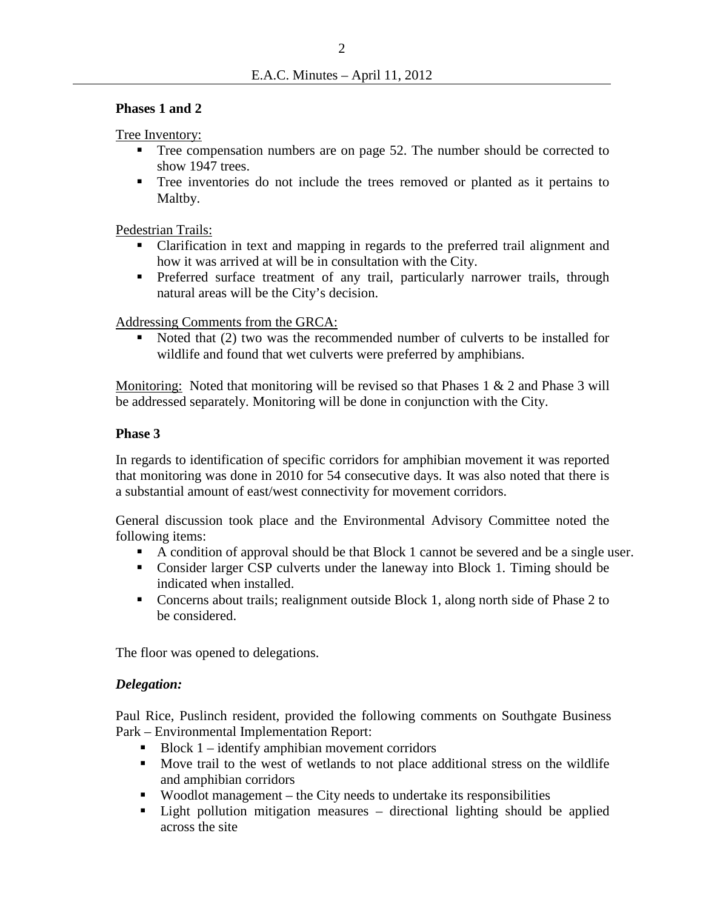**Phases 1 and 2**

Tree Inventory:

- Tree compensation numbers are on page 52. The number should be corrected to show 1947 trees.
- Tree inventories do not include the trees removed or planted as it pertains to Maltby.

Pedestrian Trails:

- Clarification in text and mapping in regards to the preferred trail alignment and how it was arrived at will be in consultation with the City.
- Preferred surface treatment of any trail, particularly narrower trails, through natural areas will be the City's decision.

Addressing Comments from the GRCA:

- Noted that (2) two was the recommended number of culverts to be installed for wildlife and found that wet culverts were preferred by amphibians.

Monitoring: Noted that monitoring will be revised so that Phases 1 & 2 and Phase 3 will be addressed separately. Monitoring will be done in conjunction with the City.

**Phase 3**

In regards to identification of specific corridors for amphibian movement it was reported that monitoring was done in 2010 for 54 consecutive days. It was also noted that there is a substantial amount of east/west connectivity for movement corridors.

General discussion took place and the Environmental Advisory Committee noted the following items:

- A condition of approval should be that Block 1 cannot be severed and be a single user.
- Consider larger CSP culverts under the laneway into Block 1. Timing should be indicated when installed.
- Concerns about trails; realignment outside Block 1, along north side of Phase 2 to be considered.

The floor was opened to delegations.

***Delegation:***

Paul Rice, Puslinch resident, provided the following comments on Southgate Business Park – Environmental Implementation Report:

- Block 1 – identify amphibian movement corridors
- Move trail to the west of wetlands to not place additional stress on the wildlife and amphibian corridors
- Woodlot management – the City needs to undertake its responsibilities
- Light pollution mitigation measures – directional lighting should be applied across the site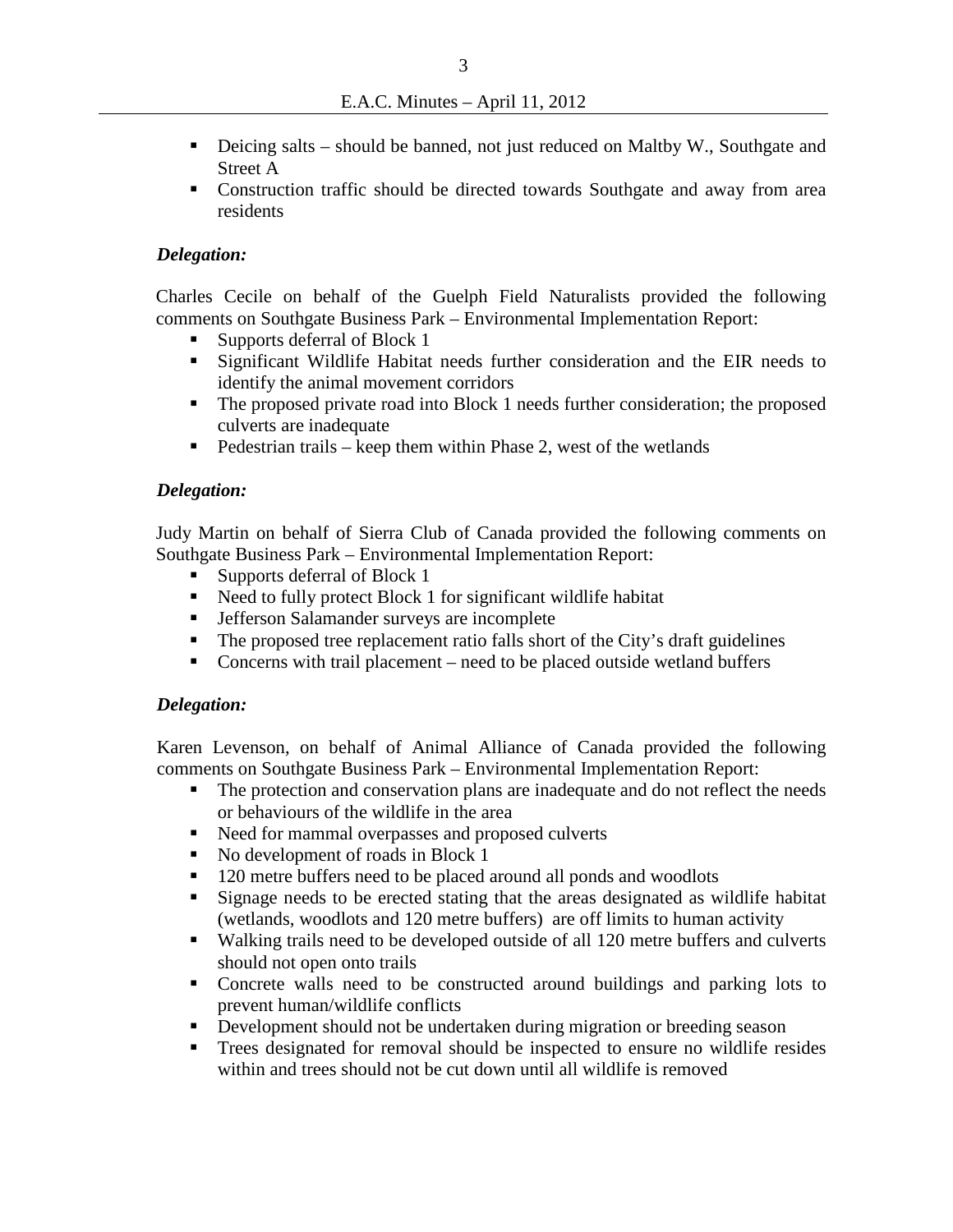- Deicing salts – should be banned, not just reduced on Maltby W., Southgate and Street A
- Construction traffic should be directed towards Southgate and away from area residents

***Delegation:***

Charles Cecile on behalf of the Guelph Field Naturalists provided the following comments on Southgate Business Park – Environmental Implementation Report:

- Supports deferral of Block 1
- Significant Wildlife Habitat needs further consideration and the EIR needs to identify the animal movement corridors
- The proposed private road into Block 1 needs further consideration; the proposed culverts are inadequate
- Pedestrian trails – keep them within Phase 2, west of the wetlands

***Delegation:***

Judy Martin on behalf of Sierra Club of Canada provided the following comments on Southgate Business Park – Environmental Implementation Report:

- Supports deferral of Block 1
- Need to fully protect Block 1 for significant wildlife habitat
- Jefferson Salamander surveys are incomplete
- The proposed tree replacement ratio falls short of the City's draft guidelines
- Concerns with trail placement – need to be placed outside wetland buffers

***Delegation:***

Karen Levenson, on behalf of Animal Alliance of Canada provided the following comments on Southgate Business Park – Environmental Implementation Report:

- The protection and conservation plans are inadequate and do not reflect the needs or behaviours of the wildlife in the area
- Need for mammal overpasses and proposed culverts
- No development of roads in Block 1
- 120 metre buffers need to be placed around all ponds and woodlots
- Signage needs to be erected stating that the areas designated as wildlife habitat (wetlands, woodlots and 120 metre buffers) are off limits to human activity
- Walking trails need to be developed outside of all 120 metre buffers and culverts should not open onto trails
- Concrete walls need to be constructed around buildings and parking lots to prevent human/wildlife conflicts
- Development should not be undertaken during migration or breeding season
- Trees designated for removal should be inspected to ensure no wildlife resides within and trees should not be cut down until all wildlife is removed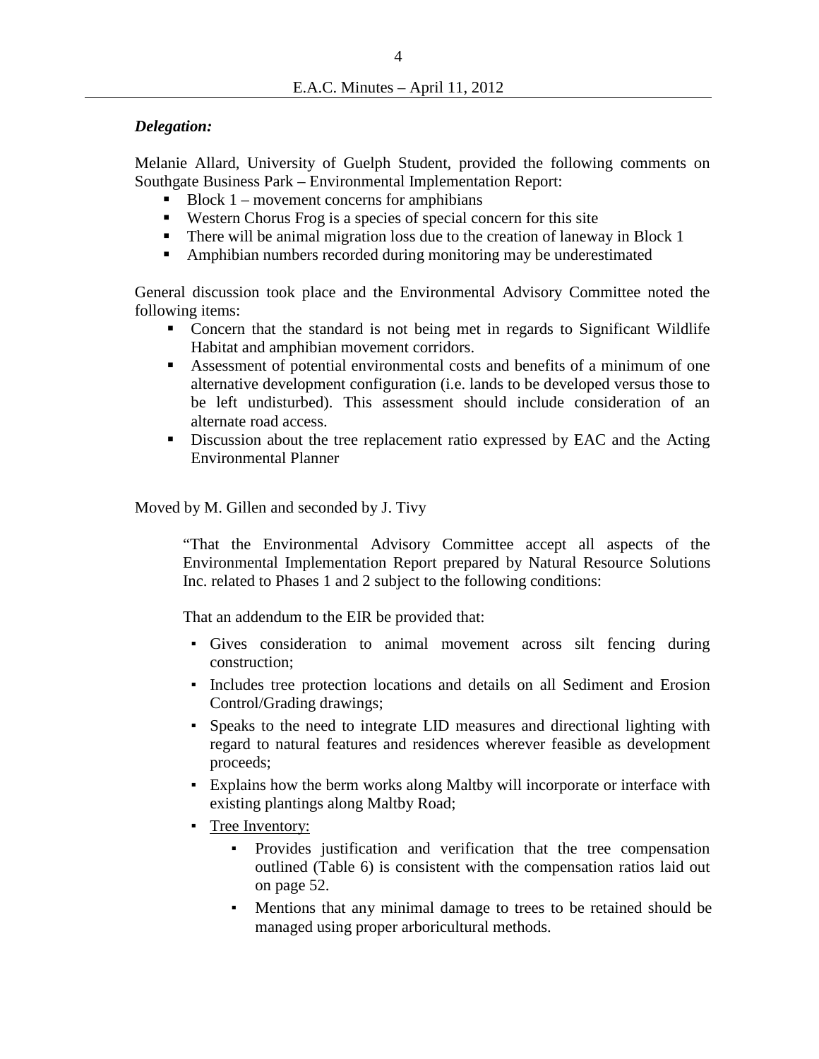***Delegation:***

Melanie Allard, University of Guelph Student, provided the following comments on Southgate Business Park – Environmental Implementation Report:

- Block 1 – movement concerns for amphibians
- Western Chorus Frog is a species of special concern for this site
- There will be animal migration loss due to the creation of laneway in Block 1
- Amphibian numbers recorded during monitoring may be underestimated

General discussion took place and the Environmental Advisory Committee noted the following items:

- Concern that the standard is not being met in regards to Significant Wildlife Habitat and amphibian movement corridors.
- Assessment of potential environmental costs and benefits of a minimum of one alternative development configuration (i.e. lands to be developed versus those to be left undisturbed). This assessment should include consideration of an alternate road access.
- Discussion about the tree replacement ratio expressed by EAC and the Acting Environmental Planner

Moved by M. Gillen and seconded by J. Tivy

> "That the Environmental Advisory Committee accept all aspects of the Environmental Implementation Report prepared by Natural Resource Solutions Inc. related to Phases 1 and 2 subject to the following conditions:
>
> That an addendum to the EIR be provided that:
>
> - Gives consideration to animal movement across silt fencing during construction;
> - Includes tree protection locations and details on all Sediment and Erosion Control/Grading drawings;
> - Speaks to the need to integrate LID measures and directional lighting with regard to natural features and residences wherever feasible as development proceeds;
> - Explains how the berm works along Maltby will incorporate or interface with existing plantings along Maltby Road;
> - <u>Tree Inventory:</u>
>     - Provides justification and verification that the tree compensation outlined (Table 6) is consistent with the compensation ratios laid out on page 52.
>     - Mentions that any minimal damage to trees to be retained should be managed using proper arboricultural methods.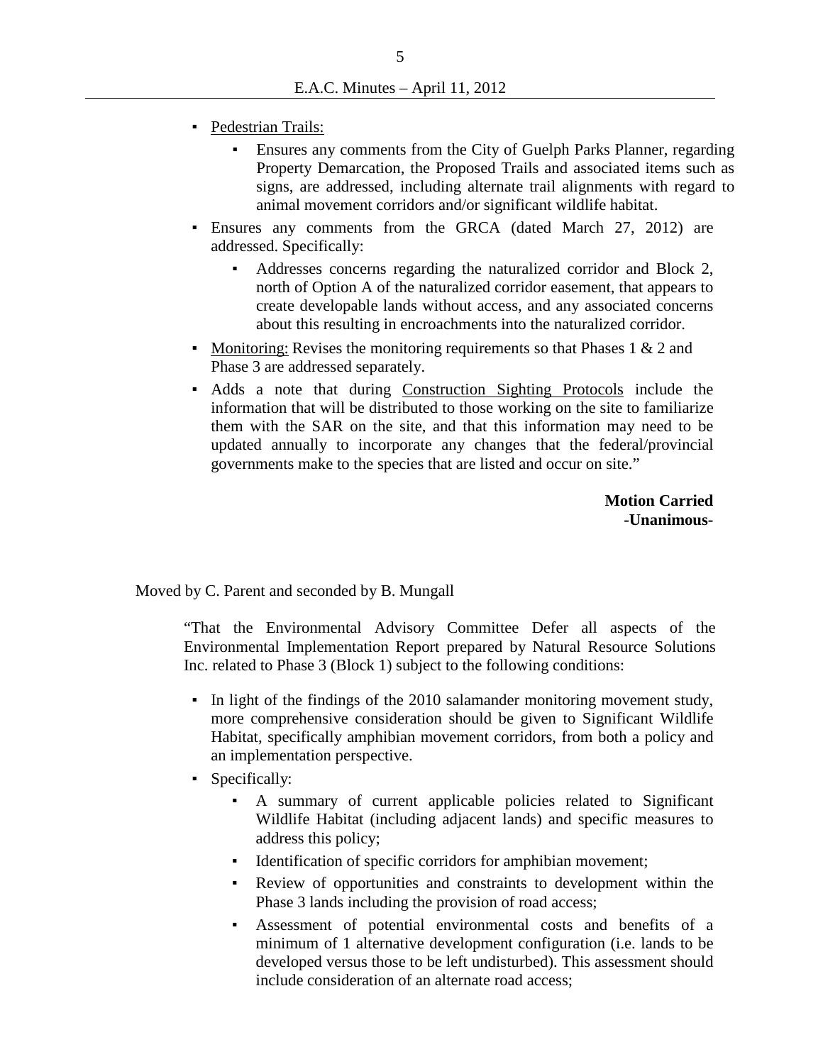- <u>Pedestrian Trails:</u>
  - Ensures any comments from the City of Guelph Parks Planner, regarding Property Demarcation, the Proposed Trails and associated items such as signs, are addressed, including alternate trail alignments with regard to animal movement corridors and/or significant wildlife habitat.
- Ensures any comments from the GRCA (dated March 27, 2012) are addressed. Specifically:
  - Addresses concerns regarding the naturalized corridor and Block 2, north of Option A of the naturalized corridor easement, that appears to create developable lands without access, and any associated concerns about this resulting in encroachments into the naturalized corridor.
- <u>Monitoring:</u> Revises the monitoring requirements so that Phases 1 & 2 and Phase 3 are addressed separately.
- Adds a note that during <u>Construction Sighting Protocols</u> include the information that will be distributed to those working on the site to familiarize them with the SAR on the site, and that this information may need to be updated annually to incorporate any changes that the federal/provincial governments make to the species that are listed and occur on site."

**Motion Carried**
**-Unanimous-**

Moved by C. Parent and seconded by B. Mungall

"That the Environmental Advisory Committee Defer all aspects of the Environmental Implementation Report prepared by Natural Resource Solutions Inc. related to Phase 3 (Block 1) subject to the following conditions:

- In light of the findings of the 2010 salamander monitoring movement study, more comprehensive consideration should be given to Significant Wildlife Habitat, specifically amphibian movement corridors, from both a policy and an implementation perspective.
- Specifically:
  - A summary of current applicable policies related to Significant Wildlife Habitat (including adjacent lands) and specific measures to address this policy;
  - Identification of specific corridors for amphibian movement;
  - Review of opportunities and constraints to development within the Phase 3 lands including the provision of road access;
  - Assessment of potential environmental costs and benefits of a minimum of 1 alternative development configuration (i.e. lands to be developed versus those to be left undisturbed). This assessment should include consideration of an alternate road access;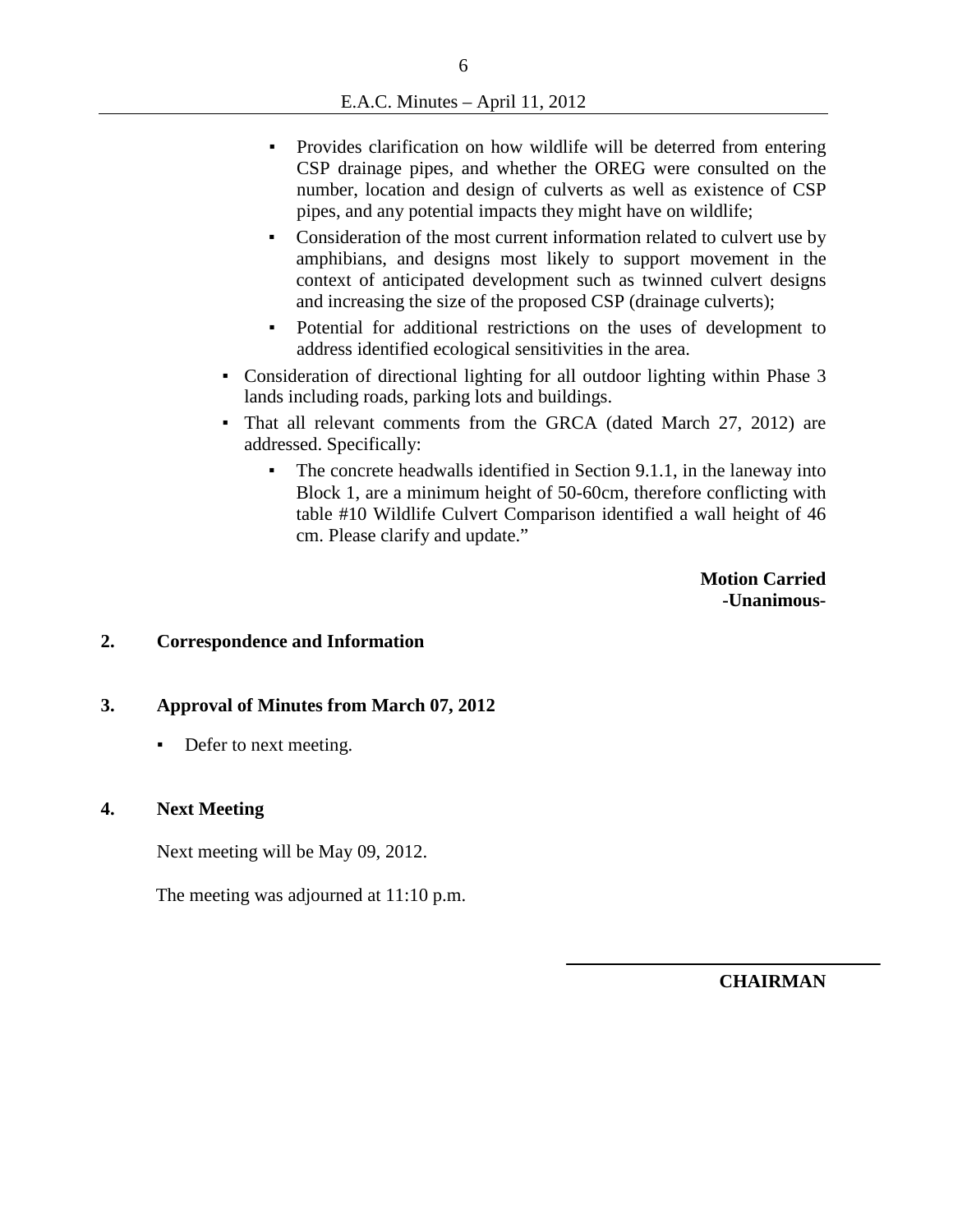- Provides clarification on how wildlife will be deterred from entering CSP drainage pipes, and whether the OREG were consulted on the number, location and design of culverts as well as existence of CSP pipes, and any potential impacts they might have on wildlife;
  - Consideration of the most current information related to culvert use by amphibians, and designs most likely to support movement in the context of anticipated development such as twinned culvert designs and increasing the size of the proposed CSP (drainage culverts);
  - Potential for additional restrictions on the uses of development to address identified ecological sensitivities in the area.
- Consideration of directional lighting for all outdoor lighting within Phase 3 lands including roads, parking lots and buildings.
- That all relevant comments from the GRCA (dated March 27, 2012) are addressed. Specifically:
  - The concrete headwalls identified in Section 9.1.1, in the laneway into Block 1, are a minimum height of 50-60cm, therefore conflicting with table #10 Wildlife Culvert Comparison identified a wall height of 46 cm. Please clarify and update."

**Motion Carried**
**-Unanimous-**

## 2. Correspondence and Information

## 3. Approval of Minutes from March 07, 2012

- Defer to next meeting.

## 4. Next Meeting

Next meeting will be May 09, 2012.

The meeting was adjourned at 11:10 p.m.

**CHAIRMAN**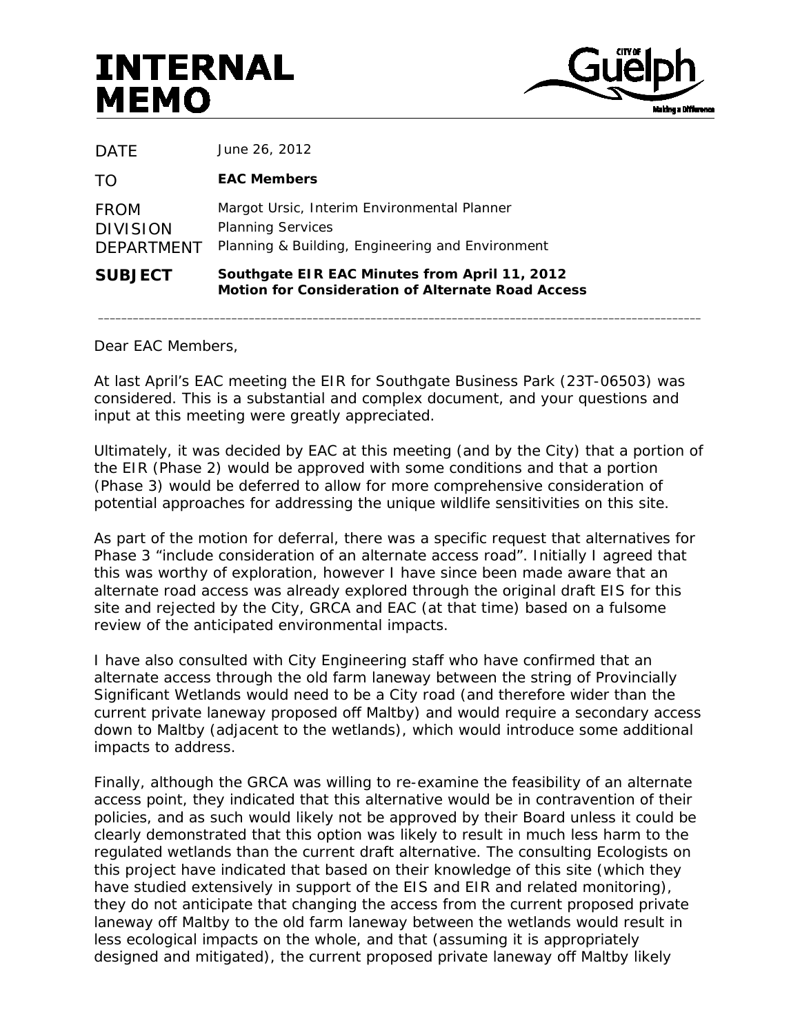# INTERNAL MEMO

| | |
|---|---|
| DATE | June 26, 2012 |
| TO | **EAC Members** |
| FROM | Margot Ursic, Interim Environmental Planner |
| DIVISION | Planning Services |
| DEPARTMENT | Planning & Building, Engineering and Environment |
| **SUBJECT** | **Southgate EIR EAC Minutes from April 11, 2012**<br>**Motion for Consideration of Alternate Road Access** |

Dear EAC Members,

At last April's EAC meeting the EIR for Southgate Business Park (23T-06503) was considered. This is a substantial and complex document, and your questions and input at this meeting were greatly appreciated.

Ultimately, it was decided by EAC at this meeting (and by the City) that a portion of the EIR (Phase 2) would be approved with some conditions and that a portion (Phase 3) would be deferred to allow for more comprehensive consideration of potential approaches for addressing the unique wildlife sensitivities on this site.

As part of the motion for deferral, there was a specific request that alternatives for Phase 3 "include consideration of an alternate access road". Initially I agreed that this was worthy of exploration, however I have since been made aware that an alternate road access was already explored through the original draft EIS for this site and rejected by the City, GRCA and EAC (at that time) based on a fulsome review of the anticipated environmental impacts.

I have also consulted with City Engineering staff who have confirmed that an alternate access through the old farm laneway between the string of Provincially Significant Wetlands would need to be a City road (and therefore wider than the current private laneway proposed off Maltby) and would require a secondary access down to Maltby (adjacent to the wetlands), which would introduce some additional impacts to address.

Finally, although the GRCA was willing to re-examine the feasibility of an alternate access point, they indicated that this alternative would be in contravention of their policies, and as such would likely not be approved by their Board unless it could be clearly demonstrated that this option was likely to result in much less harm to the regulated wetlands than the current draft alternative. The consulting Ecologists on this project have indicated that based on their knowledge of this site (which they have studied extensively in support of the EIS and EIR and related monitoring), they do not anticipate that changing the access from the current proposed private laneway off Maltby to the old farm laneway between the wetlands would result in less ecological impacts on the whole, and that (assuming it is appropriately designed and mitigated), the current proposed private laneway off Maltby likely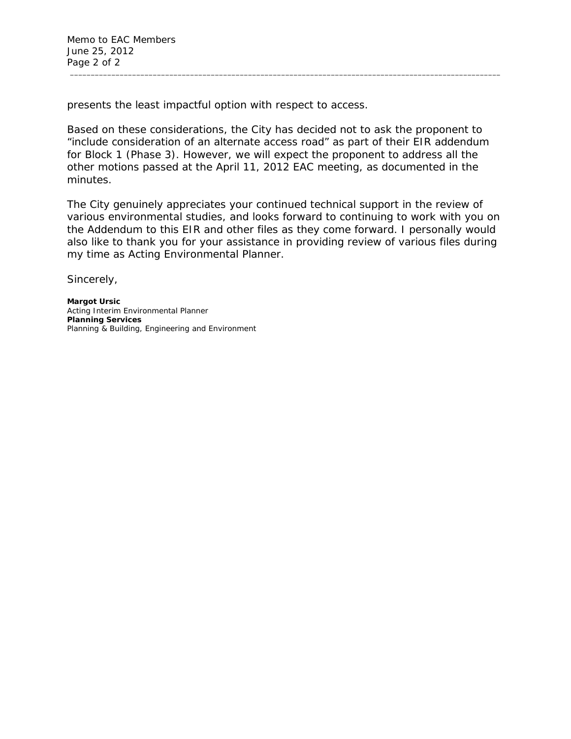presents the least impactful option with respect to access.

Based on these considerations, the City has decided not to ask the proponent to "include consideration of an alternate access road" as part of their EIR addendum for Block 1 (Phase 3). However, we will expect the proponent to address all the other motions passed at the April 11, 2012 EAC meeting, as documented in the minutes.

The City genuinely appreciates your continued technical support in the review of various environmental studies, and looks forward to continuing to work with you on the Addendum to this EIR and other files as they come forward. I personally would also like to thank you for your assistance in providing review of various files during my time as Acting Environmental Planner.

Sincerely,

**Margot Ursic**
*Acting Interim Environmental Planner*
**Planning Services**
*Planning & Building, Engineering and Environment*